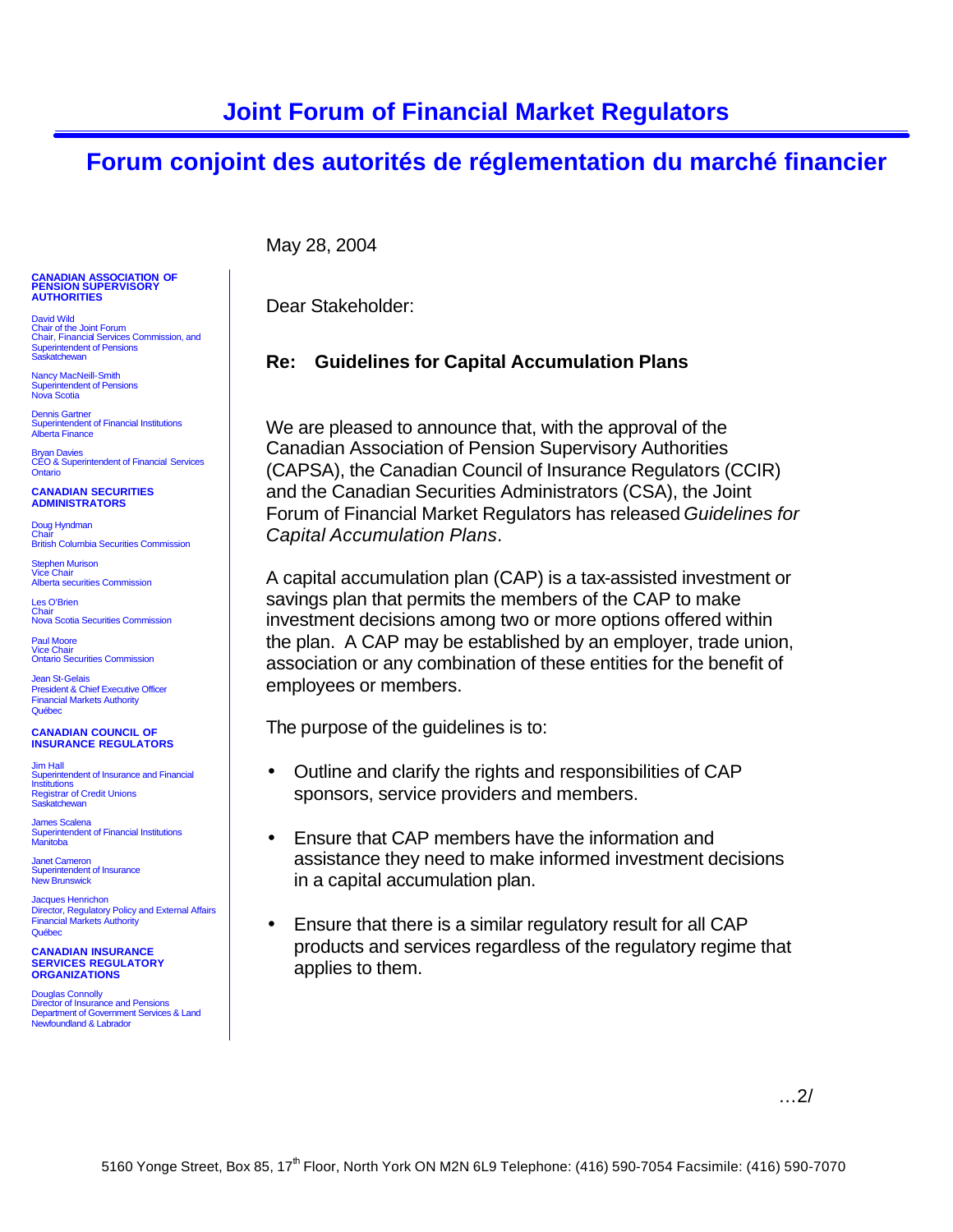# Joint Forum of Financial Market Regulators

# Forum conjoint des autorités de réglementation du marché financier

**CANADIAN ASSOCIATION OF PENSION SUPERVISORY AUTHORITIES**

David Wild
Chair of the Joint Forum
Chair, Financial Services Commission, and
Superintendent of Pensions
Saskatchewan

Nancy MacNeill-Smith
Superintendent of Pensions
Nova Scotia

Dennis Gartner
Superintendent of Financial Institutions
Alberta Finance

Bryan Davies
CEO & Superintendent of Financial Services
Ontario

**CANADIAN SECURITIES ADMINISTRATORS**

Doug Hyndman
Chair
British Columbia Securities Commission

Stephen Murison
Vice Chair
Alberta securities Commission

Les O'Brien
Chair
Nova Scotia Securities Commission

Paul Moore
Vice Chair
Ontario Securities Commission

Jean St-Gelais
President & Chief Executive Officer
Financial Markets Authority
Québec

**CANADIAN COUNCIL OF INSURANCE REGULATORS**

Jim Hall
Superintendent of Insurance and Financial Institutions
Registrar of Credit Unions
Saskatchewan

James Scalena
Superintendent of Financial Institutions
Manitoba

Janet Cameron
Superintendent of Insurance
New Brunswick

Jacques Henrichon
Director, Regulatory Policy and External Affairs
Financial Markets Authority
Québec

**CANADIAN INSURANCE SERVICES REGULATORY ORGANIZATIONS**

Douglas Connolly
Director of Insurance and Pensions
Department of Government Services & Land
Newfoundland & Labrador

May 28, 2004

Dear Stakeholder:

**Re: Guidelines for Capital Accumulation Plans**

We are pleased to announce that, with the approval of the Canadian Association of Pension Supervisory Authorities (CAPSA), the Canadian Council of Insurance Regulators (CCIR) and the Canadian Securities Administrators (CSA), the Joint Forum of Financial Market Regulators has released *Guidelines for Capital Accumulation Plans*.

A capital accumulation plan (CAP) is a tax-assisted investment or savings plan that permits the members of the CAP to make investment decisions among two or more options offered within the plan. A CAP may be established by an employer, trade union, association or any combination of these entities for the benefit of employees or members.

The purpose of the guidelines is to:

- Outline and clarify the rights and responsibilities of CAP sponsors, service providers and members.
- Ensure that CAP members have the information and assistance they need to make informed investment decisions in a capital accumulation plan.
- Ensure that there is a similar regulatory result for all CAP products and services regardless of the regulatory regime that applies to them.

…2/

5160 Yonge Street, Box 85, 17th Floor, North York ON M2N 6L9 Telephone: (416) 590-7054 Facsimile: (416) 590-7070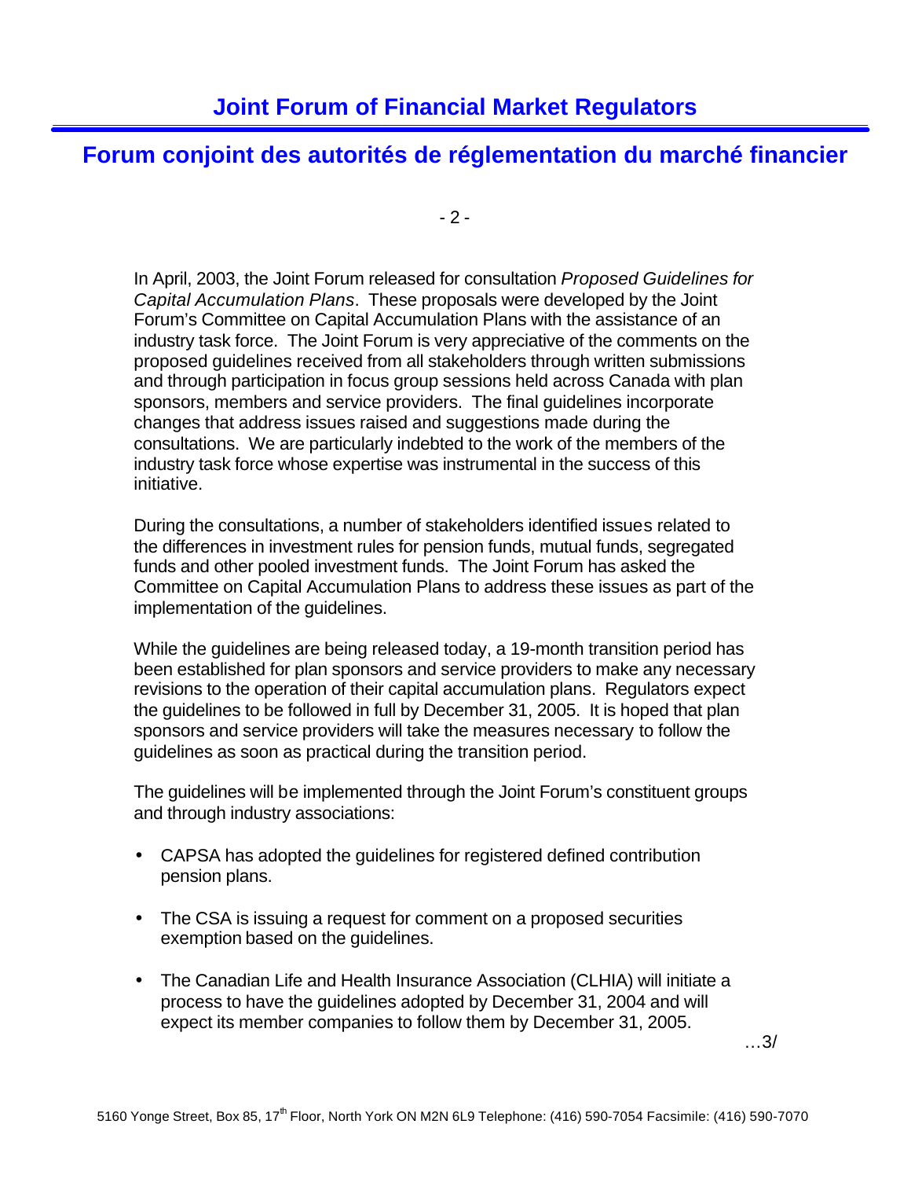In April, 2003, the Joint Forum released for consultation *Proposed Guidelines for Capital Accumulation Plans*. These proposals were developed by the Joint Forum's Committee on Capital Accumulation Plans with the assistance of an industry task force. The Joint Forum is very appreciative of the comments on the proposed guidelines received from all stakeholders through written submissions and through participation in focus group sessions held across Canada with plan sponsors, members and service providers. The final guidelines incorporate changes that address issues raised and suggestions made during the consultations. We are particularly indebted to the work of the members of the industry task force whose expertise was instrumental in the success of this initiative.

During the consultations, a number of stakeholders identified issues related to the differences in investment rules for pension funds, mutual funds, segregated funds and other pooled investment funds. The Joint Forum has asked the Committee on Capital Accumulation Plans to address these issues as part of the implementation of the guidelines.

While the guidelines are being released today, a 19-month transition period has been established for plan sponsors and service providers to make any necessary revisions to the operation of their capital accumulation plans. Regulators expect the guidelines to be followed in full by December 31, 2005. It is hoped that plan sponsors and service providers will take the measures necessary to follow the guidelines as soon as practical during the transition period.

The guidelines will be implemented through the Joint Forum's constituent groups and through industry associations:

- CAPSA has adopted the guidelines for registered defined contribution pension plans.
- The CSA is issuing a request for comment on a proposed securities exemption based on the guidelines.
- The Canadian Life and Health Insurance Association (CLHIA) will initiate a process to have the guidelines adopted by December 31, 2004 and will expect its member companies to follow them by December 31, 2005.

…3/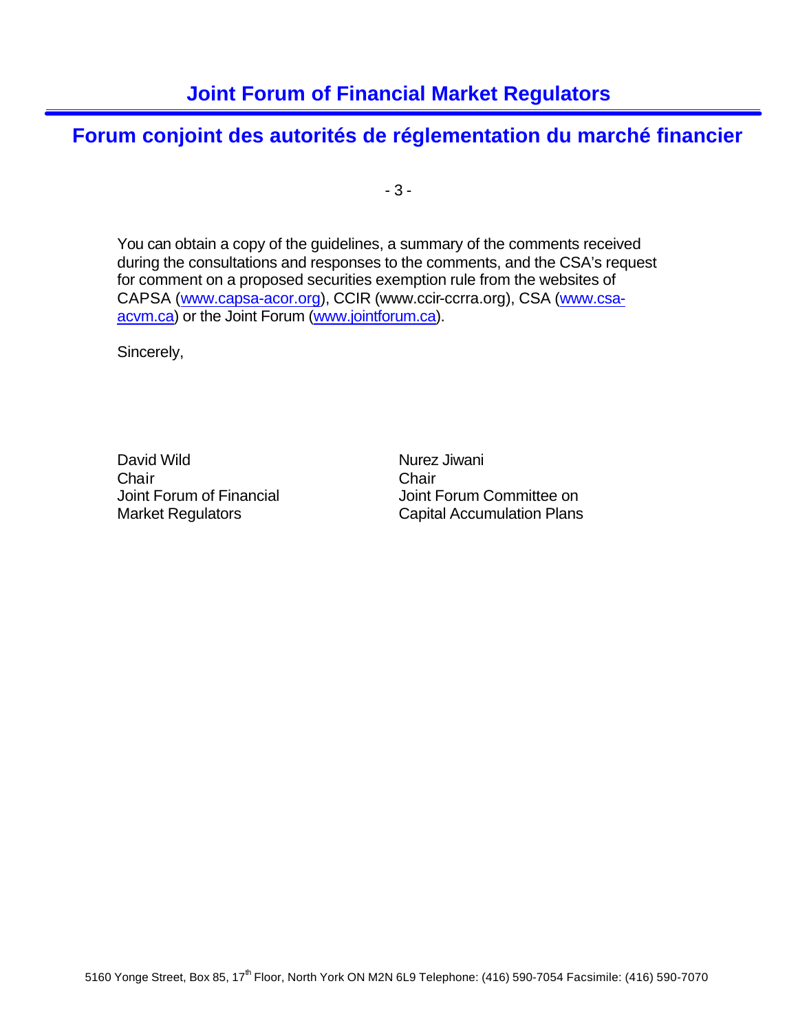You can obtain a copy of the guidelines, a summary of the comments received during the consultations and responses to the comments, and the CSA's request for comment on a proposed securities exemption rule from the websites of CAPSA (www.capsa-acor.org), CCIR (www.ccir-ccrra.org), CSA (www.csa-acvm.ca) or the Joint Forum (www.jointforum.ca).

Sincerely,

David Wild
Chair
Joint Forum of Financial
Market Regulators

Nurez Jiwani
Chair
Joint Forum Committee on
Capital Accumulation Plans